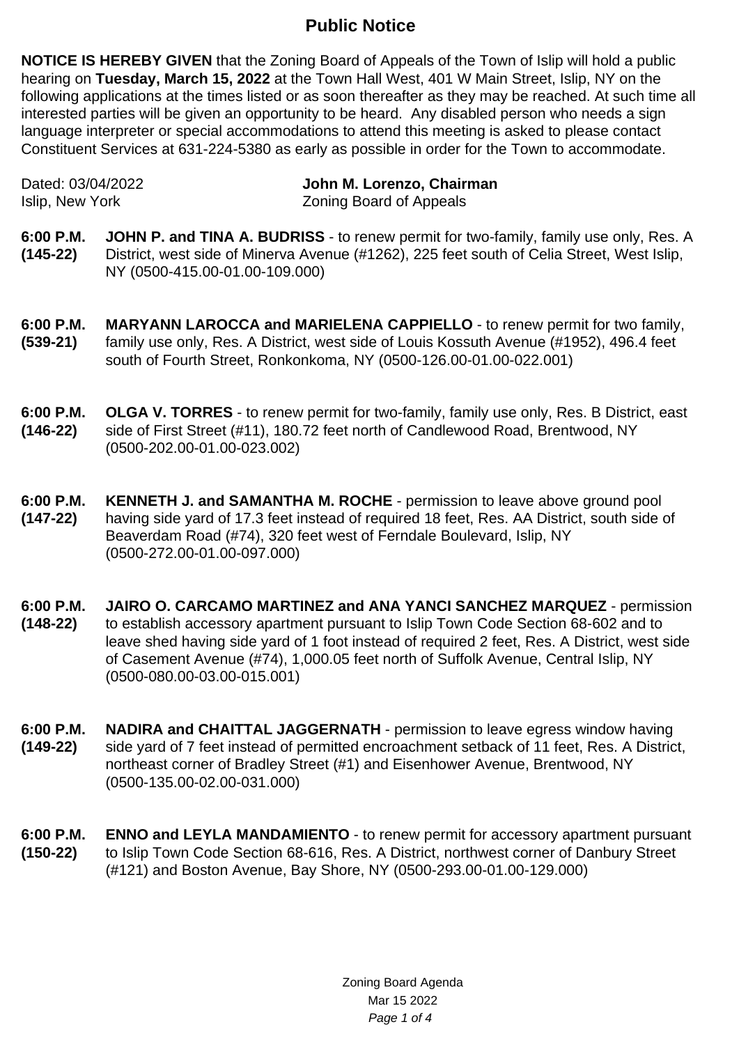# Public Notice

**NOTICE IS HEREBY GIVEN** that the Zoning Board of Appeals of the Town of Islip will hold a public hearing on **Tuesday, March 15, 2022** at the Town Hall West, 401 W Main Street, Islip, NY on the following applications at the times listed or as soon thereafter as they may be reached. At such time all interested parties will be given an opportunity to be heard. Any disabled person who needs a sign language interpreter or special accommodations to attend this meeting is asked to please contact Constituent Services at 631-224-5380 as early as possible in order for the Town to accommodate.

Dated: 03/04/2022
Islip, New York

**John M. Lorenzo, Chairman**
Zoning Board of Appeals

**6:00 P.M. (145-22)** **JOHN P. and TINA A. BUDRISS** - to renew permit for two-family, family use only, Res. A District, west side of Minerva Avenue (#1262), 225 feet south of Celia Street, West Islip, NY (0500-415.00-01.00-109.000)

**6:00 P.M. (539-21)** **MARYANN LAROCCA and MARIELENA CAPPIELLO** - to renew permit for two family, family use only, Res. A District, west side of Louis Kossuth Avenue (#1952), 496.4 feet south of Fourth Street, Ronkonkoma, NY (0500-126.00-01.00-022.001)

**6:00 P.M. (146-22)** **OLGA V. TORRES** - to renew permit for two-family, family use only, Res. B District, east side of First Street (#11), 180.72 feet north of Candlewood Road, Brentwood, NY (0500-202.00-01.00-023.002)

**6:00 P.M. (147-22)** **KENNETH J. and SAMANTHA M. ROCHE** - permission to leave above ground pool having side yard of 17.3 feet instead of required 18 feet, Res. AA District, south side of Beaverdam Road (#74), 320 feet west of Ferndale Boulevard, Islip, NY (0500-272.00-01.00-097.000)

**6:00 P.M. (148-22)** **JAIRO O. CARCAMO MARTINEZ and ANA YANCI SANCHEZ MARQUEZ** - permission to establish accessory apartment pursuant to Islip Town Code Section 68-602 and to leave shed having side yard of 1 foot instead of required 2 feet, Res. A District, west side of Casement Avenue (#74), 1,000.05 feet north of Suffolk Avenue, Central Islip, NY (0500-080.00-03.00-015.001)

**6:00 P.M. (149-22)** **NADIRA and CHAITTAL JAGGERNATH** - permission to leave egress window having side yard of 7 feet instead of permitted encroachment setback of 11 feet, Res. A District, northeast corner of Bradley Street (#1) and Eisenhower Avenue, Brentwood, NY (0500-135.00-02.00-031.000)

**6:00 P.M. (150-22)** **ENNO and LEYLA MANDAMIENTO** - to renew permit for accessory apartment pursuant to Islip Town Code Section 68-616, Res. A District, northwest corner of Danbury Street (#121) and Boston Avenue, Bay Shore, NY (0500-293.00-01.00-129.000)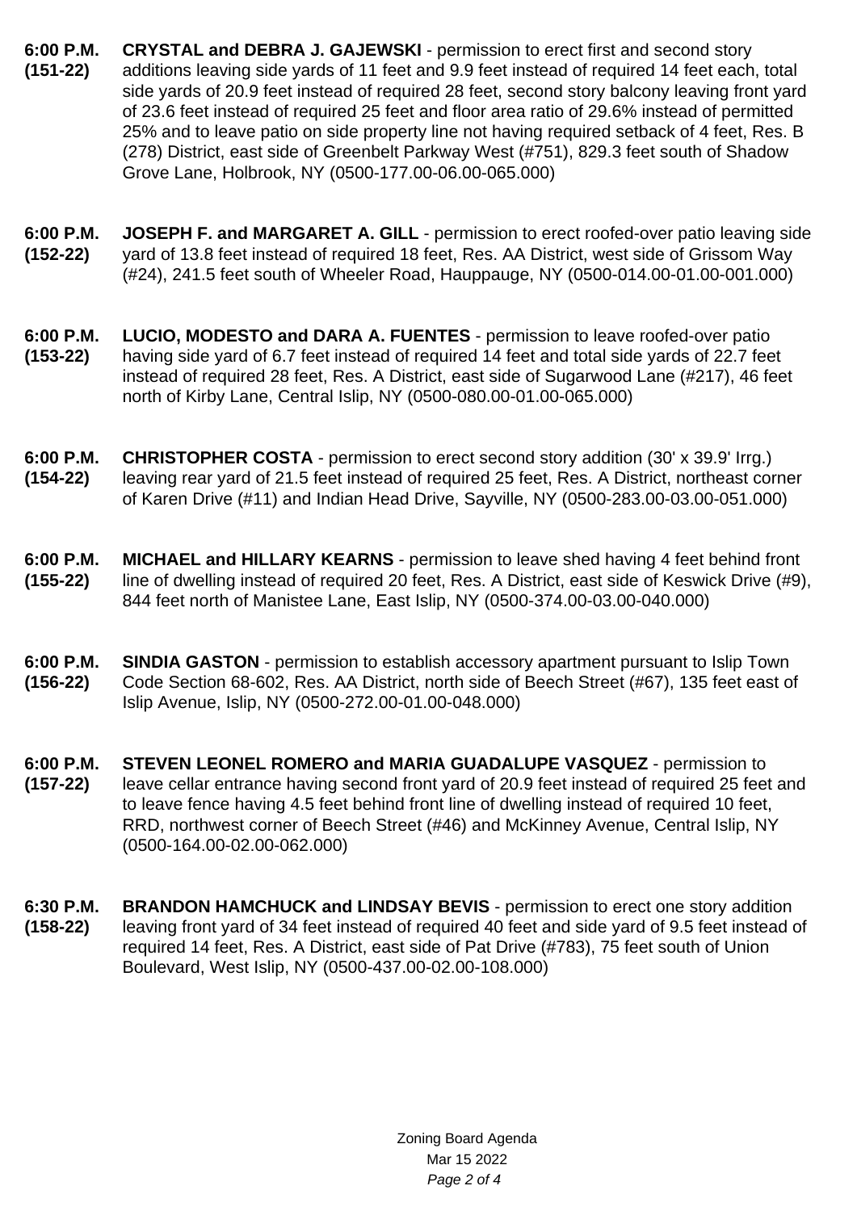**6:00 P.M. (151-22)** **CRYSTAL and DEBRA J. GAJEWSKI** - permission to erect first and second story additions leaving side yards of 11 feet and 9.9 feet instead of required 14 feet each, total side yards of 20.9 feet instead of required 28 feet, second story balcony leaving front yard of 23.6 feet instead of required 25 feet and floor area ratio of 29.6% instead of permitted 25% and to leave patio on side property line not having required setback of 4 feet, Res. B (278) District, east side of Greenbelt Parkway West (#751), 829.3 feet south of Shadow Grove Lane, Holbrook, NY (0500-177.00-06.00-065.000)

**6:00 P.M. (152-22)** **JOSEPH F. and MARGARET A. GILL** - permission to erect roofed-over patio leaving side yard of 13.8 feet instead of required 18 feet, Res. AA District, west side of Grissom Way (#24), 241.5 feet south of Wheeler Road, Hauppauge, NY (0500-014.00-01.00-001.000)

**6:00 P.M. (153-22)** **LUCIO, MODESTO and DARA A. FUENTES** - permission to leave roofed-over patio having side yard of 6.7 feet instead of required 14 feet and total side yards of 22.7 feet instead of required 28 feet, Res. A District, east side of Sugarwood Lane (#217), 46 feet north of Kirby Lane, Central Islip, NY (0500-080.00-01.00-065.000)

**6:00 P.M. (154-22)** **CHRISTOPHER COSTA** - permission to erect second story addition (30' x 39.9' Irrg.) leaving rear yard of 21.5 feet instead of required 25 feet, Res. A District, northeast corner of Karen Drive (#11) and Indian Head Drive, Sayville, NY (0500-283.00-03.00-051.000)

**6:00 P.M. (155-22)** **MICHAEL and HILLARY KEARNS** - permission to leave shed having 4 feet behind front line of dwelling instead of required 20 feet, Res. A District, east side of Keswick Drive (#9), 844 feet north of Manistee Lane, East Islip, NY (0500-374.00-03.00-040.000)

**6:00 P.M. (156-22)** **SINDIA GASTON** - permission to establish accessory apartment pursuant to Islip Town Code Section 68-602, Res. AA District, north side of Beech Street (#67), 135 feet east of Islip Avenue, Islip, NY (0500-272.00-01.00-048.000)

**6:00 P.M. (157-22)** **STEVEN LEONEL ROMERO and MARIA GUADALUPE VASQUEZ** - permission to leave cellar entrance having second front yard of 20.9 feet instead of required 25 feet and to leave fence having 4.5 feet behind front line of dwelling instead of required 10 feet, RRD, northwest corner of Beech Street (#46) and McKinney Avenue, Central Islip, NY (0500-164.00-02.00-062.000)

**6:30 P.M. (158-22)** **BRANDON HAMCHUCK and LINDSAY BEVIS** - permission to erect one story addition leaving front yard of 34 feet instead of required 40 feet and side yard of 9.5 feet instead of required 14 feet, Res. A District, east side of Pat Drive (#783), 75 feet south of Union Boulevard, West Islip, NY (0500-437.00-02.00-108.000)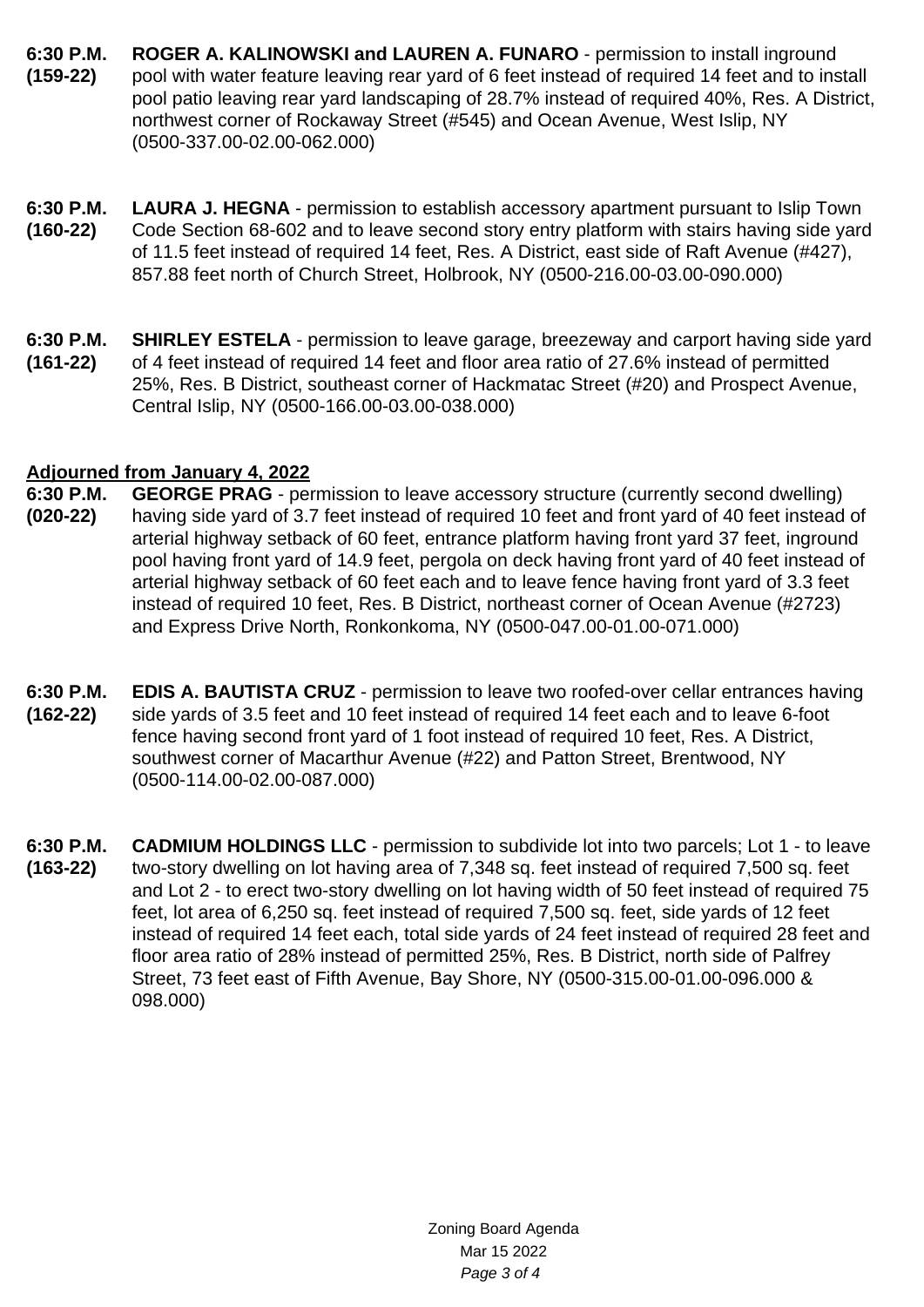**6:30 P.M. (159-22)** **ROGER A. KALINOWSKI and LAUREN A. FUNARO** - permission to install inground pool with water feature leaving rear yard of 6 feet instead of required 14 feet and to install pool patio leaving rear yard landscaping of 28.7% instead of required 40%, Res. A District, northwest corner of Rockaway Street (#545) and Ocean Avenue, West Islip, NY (0500-337.00-02.00-062.000)

**6:30 P.M. (160-22)** **LAURA J. HEGNA** - permission to establish accessory apartment pursuant to Islip Town Code Section 68-602 and to leave second story entry platform with stairs having side yard of 11.5 feet instead of required 14 feet, Res. A District, east side of Raft Avenue (#427), 857.88 feet north of Church Street, Holbrook, NY (0500-216.00-03.00-090.000)

**6:30 P.M. (161-22)** **SHIRLEY ESTELA** - permission to leave garage, breezeway and carport having side yard of 4 feet instead of required 14 feet and floor area ratio of 27.6% instead of permitted 25%, Res. B District, southeast corner of Hackmatac Street (#20) and Prospect Avenue, Central Islip, NY (0500-166.00-03.00-038.000)

**Adjourned from January 4, 2022**

**6:30 P.M. (020-22)** **GEORGE PRAG** - permission to leave accessory structure (currently second dwelling) having side yard of 3.7 feet instead of required 10 feet and front yard of 40 feet instead of arterial highway setback of 60 feet, entrance platform having front yard 37 feet, inground pool having front yard of 14.9 feet, pergola on deck having front yard of 40 feet instead of arterial highway setback of 60 feet each and to leave fence having front yard of 3.3 feet instead of required 10 feet, Res. B District, northeast corner of Ocean Avenue (#2723) and Express Drive North, Ronkonkoma, NY (0500-047.00-01.00-071.000)

**6:30 P.M. (162-22)** **EDIS A. BAUTISTA CRUZ** - permission to leave two roofed-over cellar entrances having side yards of 3.5 feet and 10 feet instead of required 14 feet each and to leave 6-foot fence having second front yard of 1 foot instead of required 10 feet, Res. A District, southwest corner of Macarthur Avenue (#22) and Patton Street, Brentwood, NY (0500-114.00-02.00-087.000)

**6:30 P.M. (163-22)** **CADMIUM HOLDINGS LLC** - permission to subdivide lot into two parcels; Lot 1 - to leave two-story dwelling on lot having area of 7,348 sq. feet instead of required 7,500 sq. feet and Lot 2 - to erect two-story dwelling on lot having width of 50 feet instead of required 75 feet, lot area of 6,250 sq. feet instead of required 7,500 sq. feet, side yards of 12 feet instead of required 14 feet each, total side yards of 24 feet instead of required 28 feet and floor area ratio of 28% instead of permitted 25%, Res. B District, north side of Palfrey Street, 73 feet east of Fifth Avenue, Bay Shore, NY (0500-315.00-01.00-096.000 & 098.000)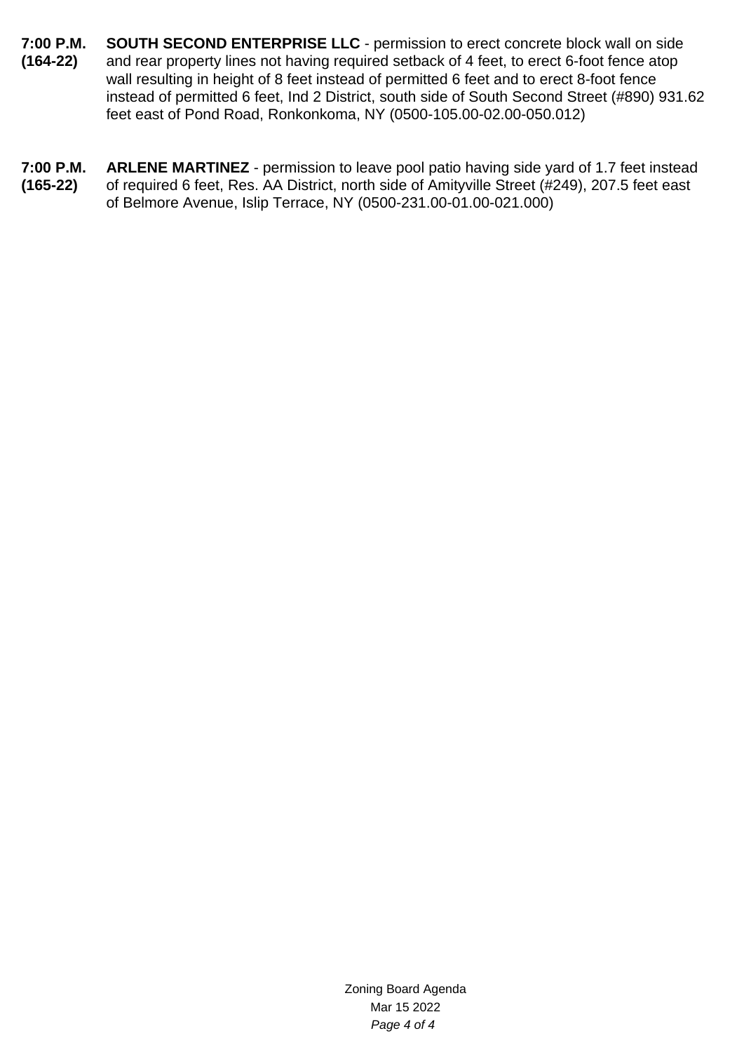**7:00 P.M. (164-22)** **SOUTH SECOND ENTERPRISE LLC** - permission to erect concrete block wall on side and rear property lines not having required setback of 4 feet, to erect 6-foot fence atop wall resulting in height of 8 feet instead of permitted 6 feet and to erect 8-foot fence instead of permitted 6 feet, Ind 2 District, south side of South Second Street (#890) 931.62 feet east of Pond Road, Ronkonkoma, NY (0500-105.00-02.00-050.012)

**7:00 P.M. (165-22)** **ARLENE MARTINEZ** - permission to leave pool patio having side yard of 1.7 feet instead of required 6 feet, Res. AA District, north side of Amityville Street (#249), 207.5 feet east of Belmore Avenue, Islip Terrace, NY (0500-231.00-01.00-021.000)